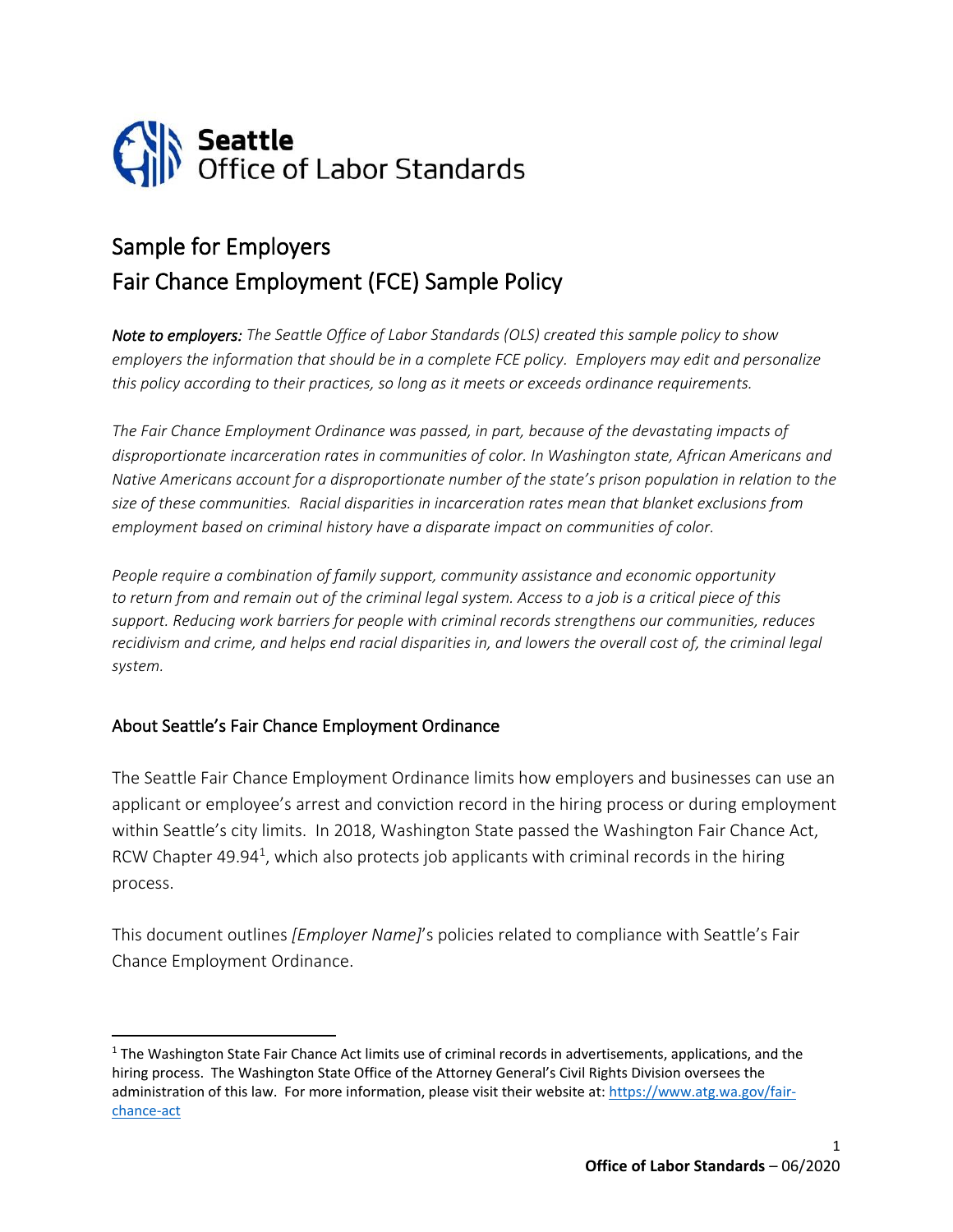**Seattle**
Office of Labor Standards

# Sample for Employers
# Fair Chance Employment (FCE) Sample Policy

***Note to employers:*** *The Seattle Office of Labor Standards (OLS) created this sample policy to show employers the information that should be in a complete FCE policy. Employers may edit and personalize this policy according to their practices, so long as it meets or exceeds ordinance requirements.*

*The Fair Chance Employment Ordinance was passed, in part, because of the devastating impacts of disproportionate incarceration rates in communities of color. In Washington state, African Americans and Native Americans account for a disproportionate number of the state's prison population in relation to the size of these communities. Racial disparities in incarceration rates mean that blanket exclusions from employment based on criminal history have a disparate impact on communities of color.*

*People require a combination of family support, community assistance and economic opportunity to return from and remain out of the criminal legal system. Access to a job is a critical piece of this support. Reducing work barriers for people with criminal records strengthens our communities, reduces recidivism and crime, and helps end racial disparities in, and lowers the overall cost of, the criminal legal system.*

## About Seattle's Fair Chance Employment Ordinance

The Seattle Fair Chance Employment Ordinance limits how employers and businesses can use an applicant or employee's arrest and conviction record in the hiring process or during employment within Seattle's city limits. In 2018, Washington State passed the Washington Fair Chance Act, RCW Chapter 49.94[1], which also protects job applicants with criminal records in the hiring process.

This document outlines *[Employer Name]*'s policies related to compliance with Seattle's Fair Chance Employment Ordinance.

---

[1] The Washington State Fair Chance Act limits use of criminal records in advertisements, applications, and the hiring process. The Washington State Office of the Attorney General's Civil Rights Division oversees the administration of this law. For more information, please visit their website at: https://www.atg.wa.gov/fair-chance-act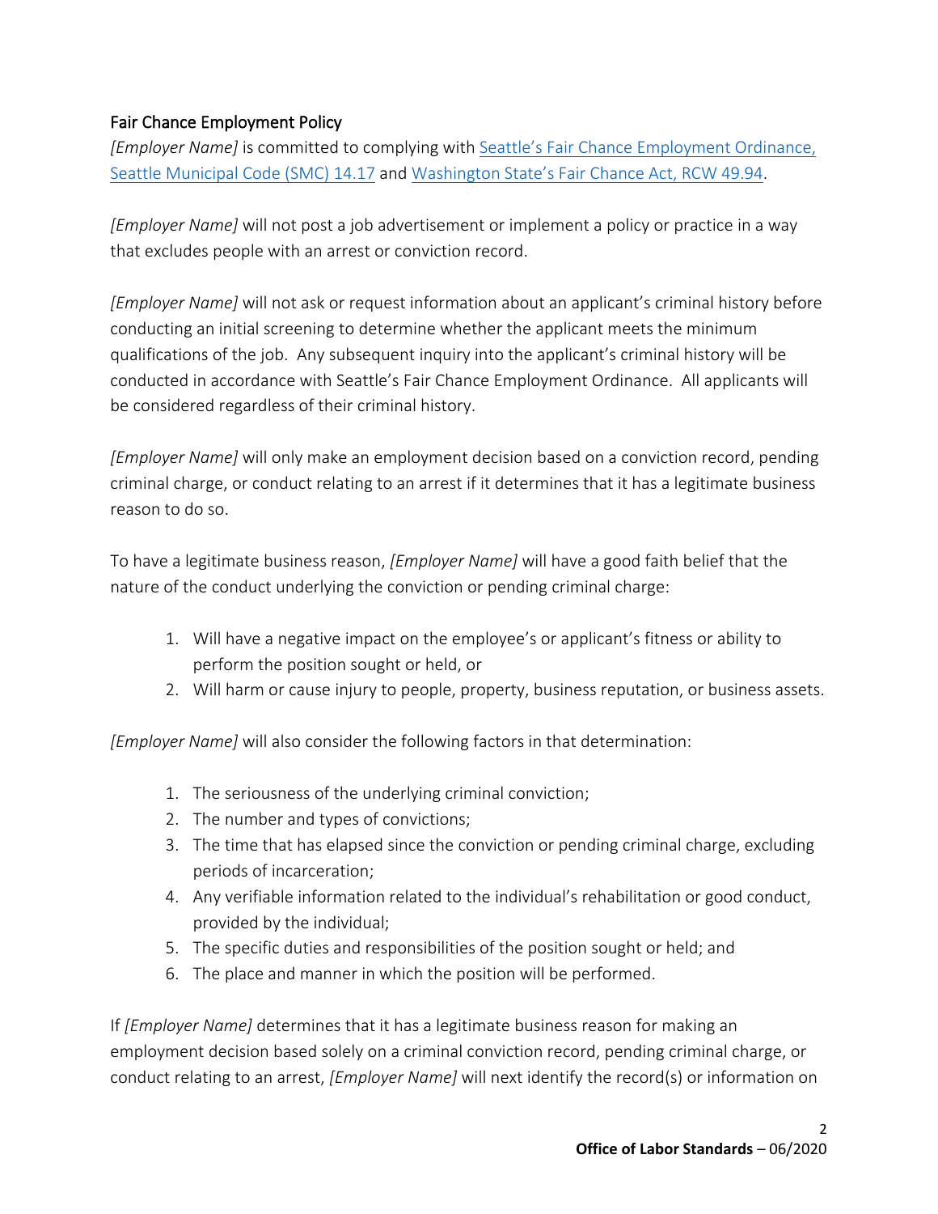## Fair Chance Employment Policy

*[Employer Name]* is committed to complying with [Seattle's Fair Chance Employment Ordinance, Seattle Municipal Code (SMC) 14.17] and [Washington State's Fair Chance Act, RCW 49.94].

*[Employer Name]* will not post a job advertisement or implement a policy or practice in a way that excludes people with an arrest or conviction record.

*[Employer Name]* will not ask or request information about an applicant's criminal history before conducting an initial screening to determine whether the applicant meets the minimum qualifications of the job. Any subsequent inquiry into the applicant's criminal history will be conducted in accordance with Seattle's Fair Chance Employment Ordinance. All applicants will be considered regardless of their criminal history.

*[Employer Name]* will only make an employment decision based on a conviction record, pending criminal charge, or conduct relating to an arrest if it determines that it has a legitimate business reason to do so.

To have a legitimate business reason, *[Employer Name]* will have a good faith belief that the nature of the conduct underlying the conviction or pending criminal charge:

1. Will have a negative impact on the employee's or applicant's fitness or ability to perform the position sought or held, or
2. Will harm or cause injury to people, property, business reputation, or business assets.

*[Employer Name]* will also consider the following factors in that determination:

1. The seriousness of the underlying criminal conviction;
2. The number and types of convictions;
3. The time that has elapsed since the conviction or pending criminal charge, excluding periods of incarceration;
4. Any verifiable information related to the individual's rehabilitation or good conduct, provided by the individual;
5. The specific duties and responsibilities of the position sought or held; and
6. The place and manner in which the position will be performed.

If *[Employer Name]* determines that it has a legitimate business reason for making an employment decision based solely on a criminal conviction record, pending criminal charge, or conduct relating to an arrest, *[Employer Name]* will next identify the record(s) or information on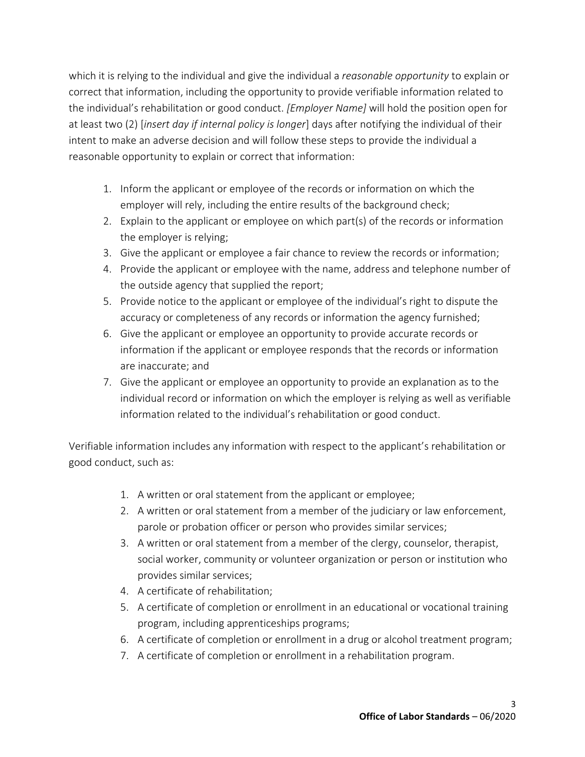which it is relying to the individual and give the individual a *reasonable opportunity* to explain or correct that information, including the opportunity to provide verifiable information related to the individual's rehabilitation or good conduct. *[Employer Name]* will hold the position open for at least two (2) [*insert day if internal policy is longer*] days after notifying the individual of their intent to make an adverse decision and will follow these steps to provide the individual a reasonable opportunity to explain or correct that information:

1. Inform the applicant or employee of the records or information on which the employer will rely, including the entire results of the background check;
2. Explain to the applicant or employee on which part(s) of the records or information the employer is relying;
3. Give the applicant or employee a fair chance to review the records or information;
4. Provide the applicant or employee with the name, address and telephone number of the outside agency that supplied the report;
5. Provide notice to the applicant or employee of the individual's right to dispute the accuracy or completeness of any records or information the agency furnished;
6. Give the applicant or employee an opportunity to provide accurate records or information if the applicant or employee responds that the records or information are inaccurate; and
7. Give the applicant or employee an opportunity to provide an explanation as to the individual record or information on which the employer is relying as well as verifiable information related to the individual's rehabilitation or good conduct.

Verifiable information includes any information with respect to the applicant's rehabilitation or good conduct, such as:

1. A written or oral statement from the applicant or employee;
2. A written or oral statement from a member of the judiciary or law enforcement, parole or probation officer or person who provides similar services;
3. A written or oral statement from a member of the clergy, counselor, therapist, social worker, community or volunteer organization or person or institution who provides similar services;
4. A certificate of rehabilitation;
5. A certificate of completion or enrollment in an educational or vocational training program, including apprenticeships programs;
6. A certificate of completion or enrollment in a drug or alcohol treatment program;
7. A certificate of completion or enrollment in a rehabilitation program.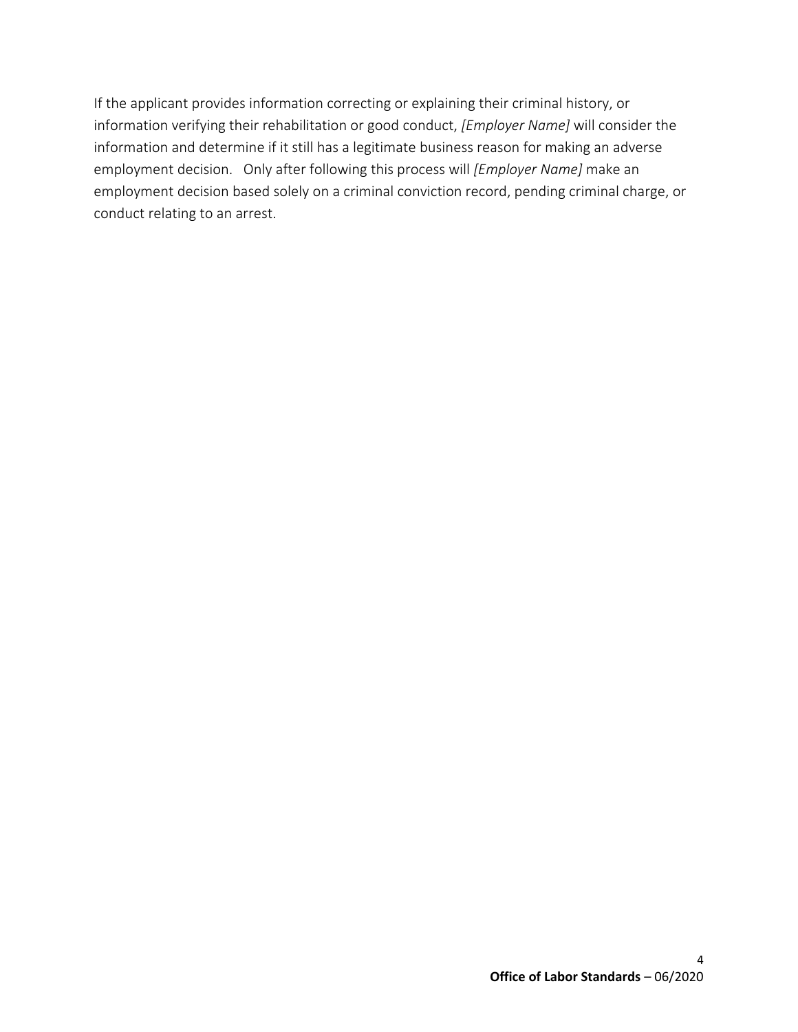If the applicant provides information correcting or explaining their criminal history, or information verifying their rehabilitation or good conduct, *[Employer Name]* will consider the information and determine if it still has a legitimate business reason for making an adverse employment decision. Only after following this process will *[Employer Name]* make an employment decision based solely on a criminal conviction record, pending criminal charge, or conduct relating to an arrest.